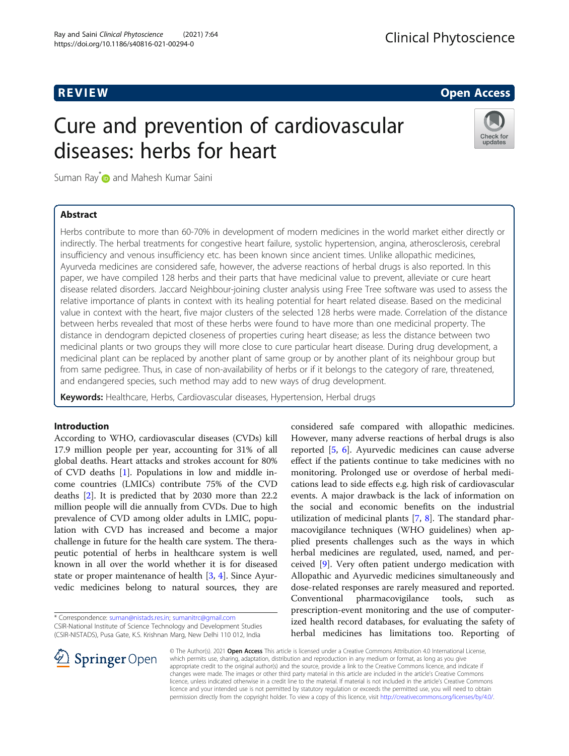REVIEW Open Access

# Cure and prevention of cardiovascular diseases: herbs for heart

Suman Ray* and Mahesh Kumar Saini

## Abstract

Herbs contribute to more than 60-70% in development of modern medicines in the world market either directly or indirectly. The herbal treatments for congestive heart failure, systolic hypertension, angina, atherosclerosis, cerebral insufficiency and venous insufficiency etc. has been known since ancient times. Unlike allopathic medicines, Ayurveda medicines are considered safe, however, the adverse reactions of herbal drugs is also reported. In this paper, we have compiled 128 herbs and their parts that have medicinal value to prevent, alleviate or cure heart disease related disorders. Jaccard Neighbour-joining cluster analysis using Free Tree software was used to assess the relative importance of plants in context with its healing potential for heart related disease. Based on the medicinal value in context with the heart, five major clusters of the selected 128 herbs were made. Correlation of the distance between herbs revealed that most of these herbs were found to have more than one medicinal property. The distance in dendogram depicted closeness of properties curing heart disease; as less the distance between two medicinal plants or two groups they will more close to cure particular heart disease. During drug development, a medicinal plant can be replaced by another plant of same group or by another plant of its neighbour group but from same pedigree. Thus, in case of non-availability of herbs or if it belongs to the category of rare, threatened, and endangered species, such method may add to new ways of drug development.

**Keywords:** Healthcare, Herbs, Cardiovascular diseases, Hypertension, Herbal drugs

## Introduction

According to WHO, cardiovascular diseases (CVDs) kill 17.9 million people per year, accounting for 31% of all global deaths. Heart attacks and strokes account for 80% of CVD deaths [1]. Populations in low and middle income countries (LMICs) contribute 75% of the CVD deaths [2]. It is predicted that by 2030 more than 22.2 million people will die annually from CVDs. Due to high prevalence of CVD among older adults in LMIC, population with CVD has increased and become a major challenge in future for the health care system. The therapeutic potential of herbs in healthcare system is well known in all over the world whether it is for diseased state or proper maintenance of health [3, 4]. Since Ayurvedic medicines belong to natural sources, they are considered safe compared with allopathic medicines. However, many adverse reactions of herbal drugs is also reported [5, 6]. Ayurvedic medicines can cause adverse effect if the patients continue to take medicines with no monitoring. Prolonged use or overdose of herbal medications lead to side effects e.g. high risk of cardiovascular events. A major drawback is the lack of information on the social and economic benefits on the industrial utilization of medicinal plants [7, 8]. The standard pharmacovigilance techniques (WHO guidelines) when applied presents challenges such as the ways in which herbal medicines are regulated, used, named, and perceived [9]. Very often patient undergo medication with Allopathic and Ayurvedic medicines simultaneously and dose-related responses are rarely measured and reported. Conventional pharmacovigilance tools, such as prescription-event monitoring and the use of computerized health record databases, for evaluating the safety of herbal medicines has limitations too. Reporting of

\* Correspondence: suman@nistads.res.in; sumanitrc@gmail.com
CSIR-National Institute of Science Technology and Development Studies (CSIR-NISTADS), Pusa Gate, K.S. Krishnan Marg, New Delhi 110 012, India

© The Author(s). 2021 **Open Access** This article is licensed under a Creative Commons Attribution 4.0 International License, which permits use, sharing, adaptation, distribution and reproduction in any medium or format, as long as you give appropriate credit to the original author(s) and the source, provide a link to the Creative Commons licence, and indicate if changes were made. The images or other third party material in this article are included in the article's Creative Commons licence, unless indicated otherwise in a credit line to the material. If material is not included in the article's Creative Commons licence and your intended use is not permitted by statutory regulation or exceeds the permitted use, you will need to obtain permission directly from the copyright holder. To view a copy of this licence, visit http://creativecommons.org/licenses/by/4.0/.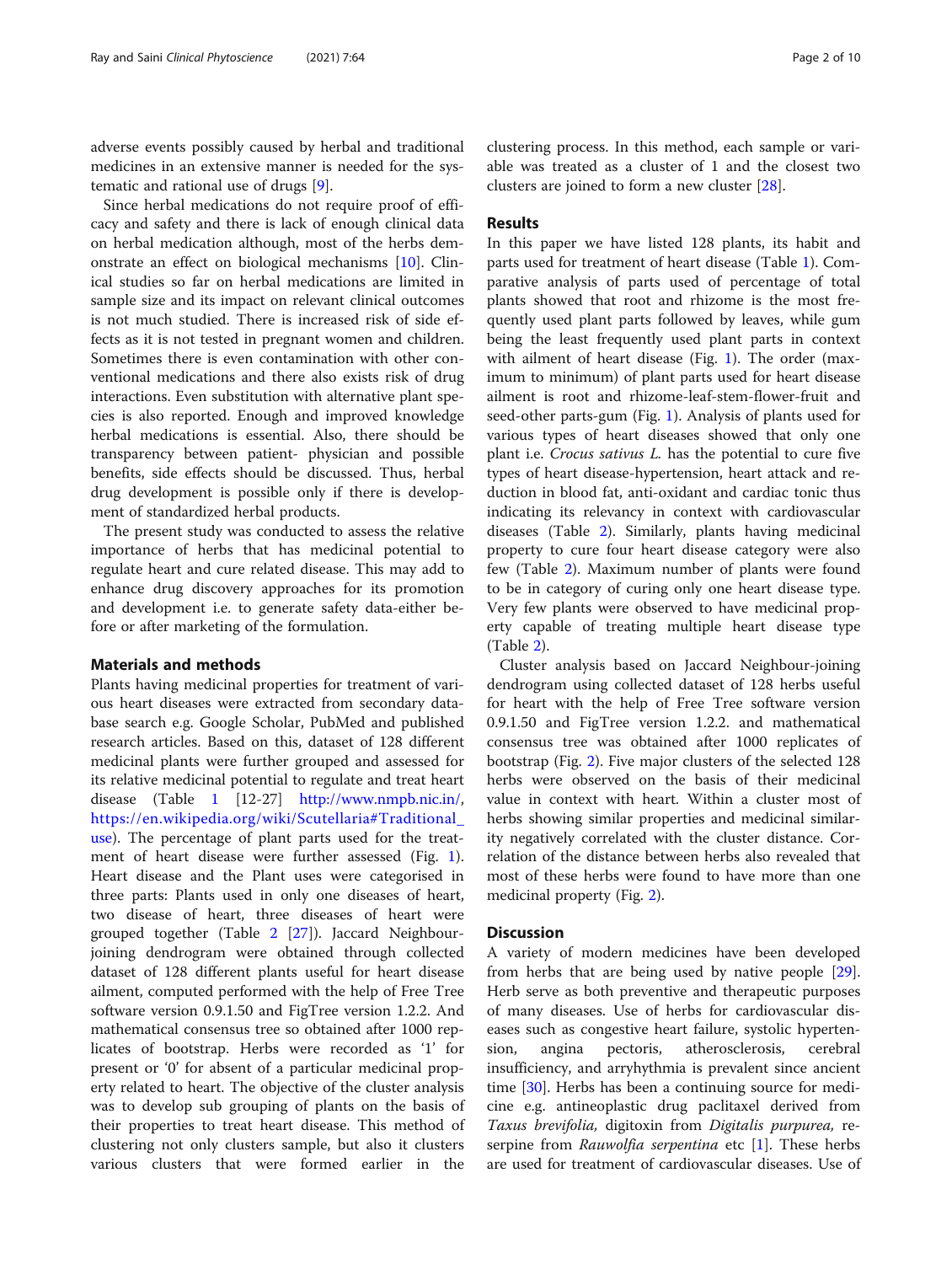adverse events possibly caused by herbal and traditional medicines in an extensive manner is needed for the systematic and rational use of drugs [9].

Since herbal medications do not require proof of efficacy and safety and there is lack of enough clinical data on herbal medication although, most of the herbs demonstrate an effect on biological mechanisms [10]. Clinical studies so far on herbal medications are limited in sample size and its impact on relevant clinical outcomes is not much studied. There is increased risk of side effects as it is not tested in pregnant women and children. Sometimes there is even contamination with other conventional medications and there also exists risk of drug interactions. Even substitution with alternative plant species is also reported. Enough and improved knowledge herbal medications is essential. Also, there should be transparency between patient- physician and possible benefits, side effects should be discussed. Thus, herbal drug development is possible only if there is development of standardized herbal products.

The present study was conducted to assess the relative importance of herbs that has medicinal potential to regulate heart and cure related disease. This may add to enhance drug discovery approaches for its promotion and development i.e. to generate safety data-either before or after marketing of the formulation.

## Materials and methods

Plants having medicinal properties for treatment of various heart diseases were extracted from secondary database search e.g. Google Scholar, PubMed and published research articles. Based on this, dataset of 128 different medicinal plants were further grouped and assessed for its relative medicinal potential to regulate and treat heart disease (Table 1 [12-27] http://www.nmpb.nic.in/, https://en.wikipedia.org/wiki/Scutellaria#Traditional_use). The percentage of plant parts used for the treatment of heart disease were further assessed (Fig. 1). Heart disease and the Plant uses were categorised in three parts: Plants used in only one diseases of heart, two disease of heart, three diseases of heart were grouped together (Table 2 [27]). Jaccard Neighbour-joining dendrogram were obtained through collected dataset of 128 different plants useful for heart disease ailment, computed performed with the help of Free Tree software version 0.9.1.50 and FigTree version 1.2.2. And mathematical consensus tree so obtained after 1000 replicates of bootstrap. Herbs were recorded as '1' for present or '0' for absent of a particular medicinal property related to heart. The objective of the cluster analysis was to develop sub grouping of plants on the basis of their properties to treat heart disease. This method of clustering not only clusters sample, but also it clusters various clusters that were formed earlier in the clustering process. In this method, each sample or variable was treated as a cluster of 1 and the closest two clusters are joined to form a new cluster [28].

## Results

In this paper we have listed 128 plants, its habit and parts used for treatment of heart disease (Table 1). Comparative analysis of parts used of percentage of total plants showed that root and rhizome is the most frequently used plant parts followed by leaves, while gum being the least frequently used plant parts in context with ailment of heart disease (Fig. 1). The order (maximum to minimum) of plant parts used for heart disease ailment is root and rhizome-leaf-stem-flower-fruit and seed-other parts-gum (Fig. 1). Analysis of plants used for various types of heart diseases showed that only one plant i.e. *Crocus sativus L.* has the potential to cure five types of heart disease-hypertension, heart attack and reduction in blood fat, anti-oxidant and cardiac tonic thus indicating its relevancy in context with cardiovascular diseases (Table 2). Similarly, plants having medicinal property to cure four heart disease category were also few (Table 2). Maximum number of plants were found to be in category of curing only one heart disease type. Very few plants were observed to have medicinal property capable of treating multiple heart disease type (Table 2).

Cluster analysis based on Jaccard Neighbour-joining dendrogram using collected dataset of 128 herbs useful for heart with the help of Free Tree software version 0.9.1.50 and FigTree version 1.2.2. and mathematical consensus tree was obtained after 1000 replicates of bootstrap (Fig. 2). Five major clusters of the selected 128 herbs were observed on the basis of their medicinal value in context with heart. Within a cluster most of herbs showing similar properties and medicinal similarity negatively correlated with the cluster distance. Correlation of the distance between herbs also revealed that most of these herbs were found to have more than one medicinal property (Fig. 2).

## Discussion

A variety of modern medicines have been developed from herbs that are being used by native people [29]. Herb serve as both preventive and therapeutic purposes of many diseases. Use of herbs for cardiovascular diseases such as congestive heart failure, systolic hypertension, angina pectoris, atherosclerosis, cerebral insufficiency, and arryhythmia is prevalent since ancient time [30]. Herbs has been a continuing source for medicine e.g. antineoplastic drug paclitaxel derived from *Taxus brevifolia,* digitoxin from *Digitalis purpurea,* reserpine from *Rauwolfia serpentina* etc [1]. These herbs are used for treatment of cardiovascular diseases. Use of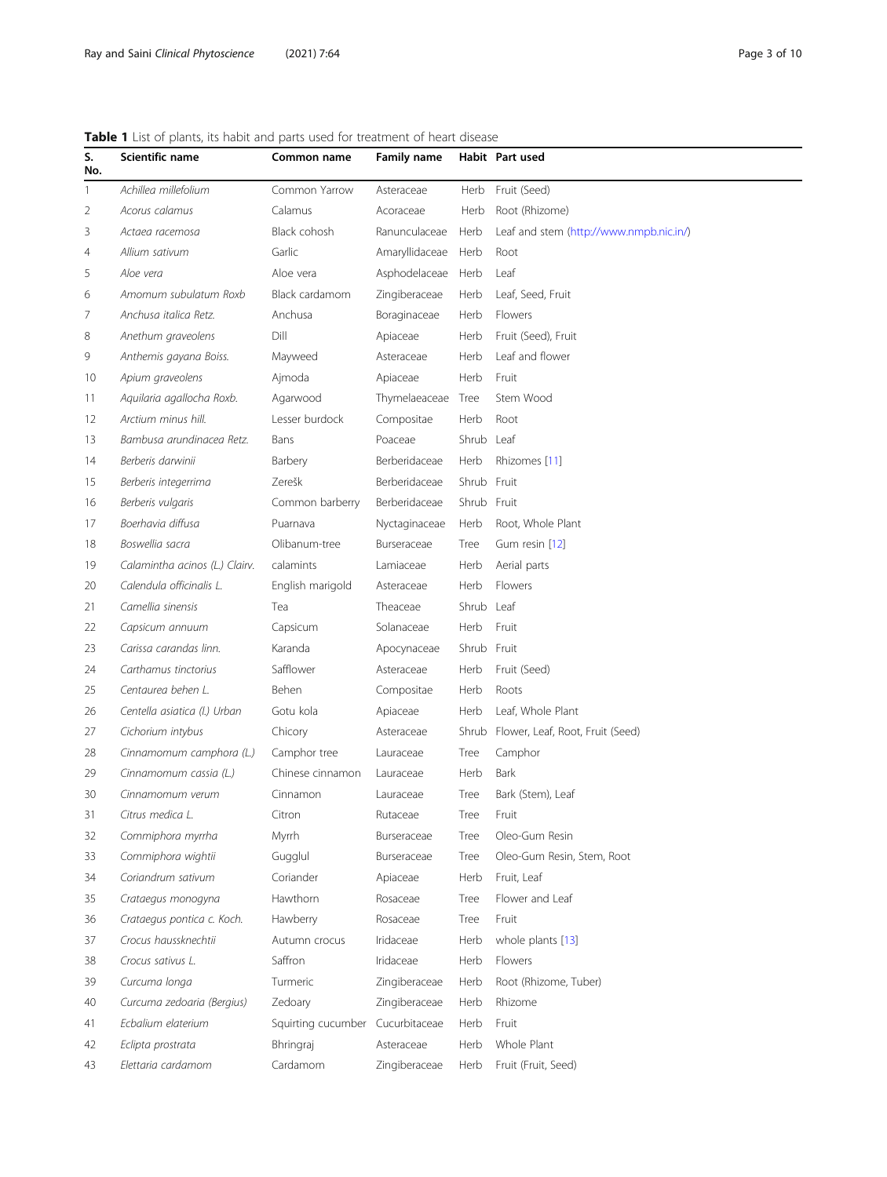**Table 1** List of plants, its habit and parts used for treatment of heart disease

| S. No. | Scientific name | Common name | Family name | Habit | Part used |
|---|---|---|---|---|---|
| 1 | *Achillea millefolium* | Common Yarrow | Asteraceae | Herb | Fruit (Seed) |
| 2 | *Acorus calamus* | Calamus | Acoraceae | Herb | Root (Rhizome) |
| 3 | *Actaea racemosa* | Black cohosh | Ranunculaceae | Herb | Leaf and stem (http://www.nmpb.nic.in/) |
| 4 | *Allium sativum* | Garlic | Amaryllidaceae | Herb | Root |
| 5 | *Aloe vera* | Aloe vera | Asphodelaceae | Herb | Leaf |
| 6 | *Amomum subulatum Roxb* | Black cardamom | Zingiberaceae | Herb | Leaf, Seed, Fruit |
| 7 | *Anchusa italica Retz.* | Anchusa | Boraginaceae | Herb | Flowers |
| 8 | *Anethum graveolens* | Dill | Apiaceae | Herb | Fruit (Seed), Fruit |
| 9 | *Anthemis gayana Boiss.* | Mayweed | Asteraceae | Herb | Leaf and flower |
| 10 | *Apium graveolens* | Ajmoda | Apiaceae | Herb | Fruit |
| 11 | *Aquilaria agallocha Roxb.* | Agarwood | Thymelaeaceae | Tree | Stem Wood |
| 12 | *Arctium minus hill.* | Lesser burdock | Compositae | Herb | Root |
| 13 | *Bambusa arundinacea Retz.* | Bans | Poaceae | Shrub | Leaf |
| 14 | *Berberis darwinii* | Barbery | Berberidaceae | Herb | Rhizomes [11] |
| 15 | *Berberis integerrima* | Zerešk | Berberidaceae | Shrub | Fruit |
| 16 | *Berberis vulgaris* | Common barberry | Berberidaceae | Shrub | Fruit |
| 17 | *Boerhavia diffusa* | Puarnava | Nyctaginaceae | Herb | Root, Whole Plant |
| 18 | *Boswellia sacra* | Olibanum-tree | Burseraceae | Tree | Gum resin [12] |
| 19 | *Calamintha acinos (L.) Clairv.* | calamints | Lamiaceae | Herb | Aerial parts |
| 20 | *Calendula officinalis L.* | English marigold | Asteraceae | Herb | Flowers |
| 21 | *Camellia sinensis* | Tea | Theaceae | Shrub | Leaf |
| 22 | *Capsicum annuum* | Capsicum | Solanaceae | Herb | Fruit |
| 23 | *Carissa carandas linn.* | Karanda | Apocynaceae | Shrub | Fruit |
| 24 | *Carthamus tinctorius* | Safflower | Asteraceae | Herb | Fruit (Seed) |
| 25 | *Centaurea behen L.* | Behen | Compositae | Herb | Roots |
| 26 | *Centella asiatica (l.) Urban* | Gotu kola | Apiaceae | Herb | Leaf, Whole Plant |
| 27 | *Cichorium intybus* | Chicory | Asteraceae | Shrub | Flower, Leaf, Root, Fruit (Seed) |
| 28 | *Cinnamomum camphora (L.)* | Camphor tree | Lauraceae | Tree | Camphor |
| 29 | *Cinnamomum cassia (L.)* | Chinese cinnamon | Lauraceae | Herb | Bark |
| 30 | *Cinnamomum verum* | Cinnamon | Lauraceae | Tree | Bark (Stem), Leaf |
| 31 | *Citrus medica L.* | Citron | Rutaceae | Tree | Fruit |
| 32 | *Commiphora myrrha* | Myrrh | Burseraceae | Tree | Oleo-Gum Resin |
| 33 | *Commiphora wightii* | Gugglul | Burseraceae | Tree | Oleo-Gum Resin, Stem, Root |
| 34 | *Coriandrum sativum* | Coriander | Apiaceae | Herb | Fruit, Leaf |
| 35 | *Crataegus monogyna* | Hawthorn | Rosaceae | Tree | Flower and Leaf |
| 36 | *Crataegus pontica c. Koch.* | Hawberry | Rosaceae | Tree | Fruit |
| 37 | *Crocus haussknechtii* | Autumn crocus | Iridaceae | Herb | whole plants [13] |
| 38 | *Crocus sativus L.* | Saffron | Iridaceae | Herb | Flowers |
| 39 | *Curcuma longa* | Turmeric | Zingiberaceae | Herb | Root (Rhizome, Tuber) |
| 40 | *Curcuma zedoaria (Bergius)* | Zedoary | Zingiberaceae | Herb | Rhizome |
| 41 | *Ecbalium elaterium* | Squirting cucumber | Cucurbitaceae | Herb | Fruit |
| 42 | *Eclipta prostrata* | Bhringraj | Asteraceae | Herb | Whole Plant |
| 43 | *Elettaria cardamom* | Cardamom | Zingiberaceae | Herb | Fruit (Fruit, Seed) |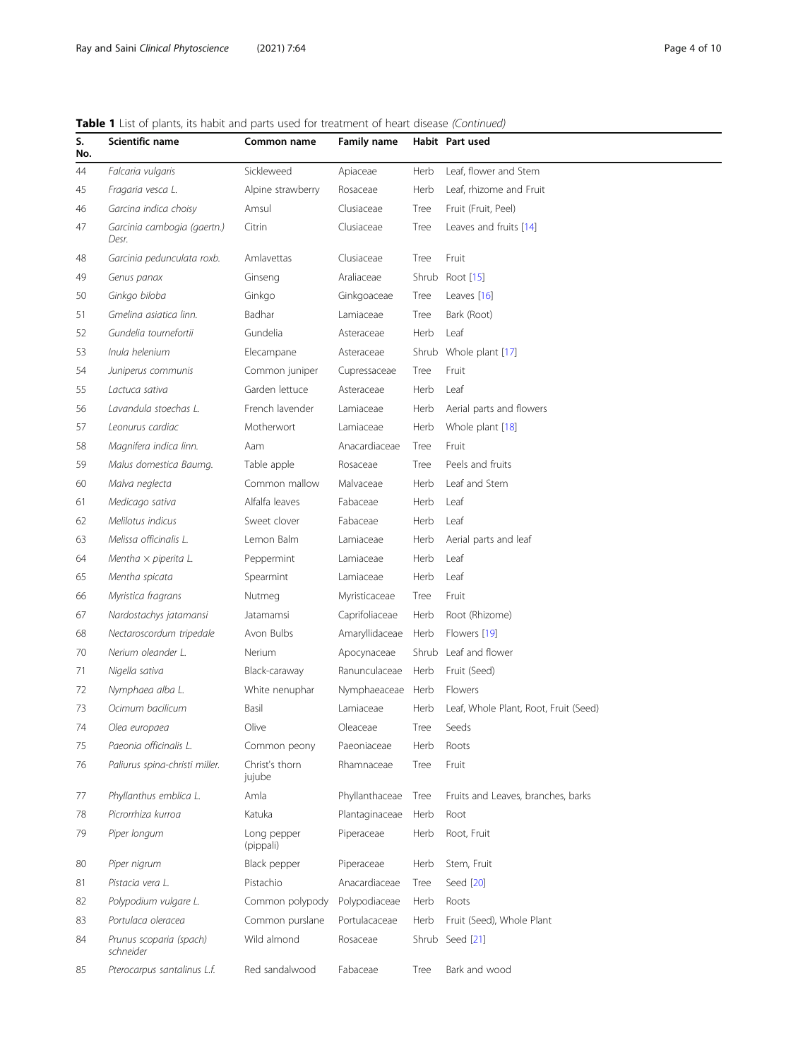**Table 1** List of plants, its habit and parts used for treatment of heart disease *(Continued)*

| S. No. | Scientific name | Common name | Family name | Habit | Part used |
|---|---|---|---|---|---|
| 44 | *Falcaria vulgaris* | Sickleweed | Apiaceae | Herb | Leaf, flower and Stem |
| 45 | *Fragaria vesca L.* | Alpine strawberry | Rosaceae | Herb | Leaf, rhizome and Fruit |
| 46 | *Garcina indica choisy* | Amsul | Clusiaceae | Tree | Fruit (Fruit, Peel) |
| 47 | *Garcinia cambogia (gaertn.) Desr.* | Citrin | Clusiaceae | Tree | Leaves and fruits [14] |
| 48 | *Garcinia pedunculata roxb.* | Amlavettas | Clusiaceae | Tree | Fruit |
| 49 | *Genus panax* | Ginseng | Araliaceae | Shrub | Root [15] |
| 50 | *Ginkgo biloba* | Ginkgo | Ginkgoaceae | Tree | Leaves [16] |
| 51 | *Gmelina asiatica linn.* | Badhar | Lamiaceae | Tree | Bark (Root) |
| 52 | *Gundelia tournefortii* | Gundelia | Asteraceae | Herb | Leaf |
| 53 | *Inula helenium* | Elecampane | Asteraceae | Shrub | Whole plant [17] |
| 54 | *Juniperus communis* | Common juniper | Cupressaceae | Tree | Fruit |
| 55 | *Lactuca sativa* | Garden lettuce | Asteraceae | Herb | Leaf |
| 56 | *Lavandula stoechas L.* | French lavender | Lamiaceae | Herb | Aerial parts and flowers |
| 57 | *Leonurus cardiac* | Motherwort | Lamiaceae | Herb | Whole plant [18] |
| 58 | *Magnifera indica linn.* | Aam | Anacardiaceae | Tree | Fruit |
| 59 | *Malus domestica Baumg.* | Table apple | Rosaceae | Tree | Peels and fruits |
| 60 | *Malva neglecta* | Common mallow | Malvaceae | Herb | Leaf and Stem |
| 61 | *Medicago sativa* | Alfalfa leaves | Fabaceae | Herb | Leaf |
| 62 | *Melilotus indicus* | Sweet clover | Fabaceae | Herb | Leaf |
| 63 | *Melissa officinalis L.* | Lemon Balm | Lamiaceae | Herb | Aerial parts and leaf |
| 64 | *Mentha × piperita L.* | Peppermint | Lamiaceae | Herb | Leaf |
| 65 | *Mentha spicata* | Spearmint | Lamiaceae | Herb | Leaf |
| 66 | *Myristica fragrans* | Nutmeg | Myristicaceae | Tree | Fruit |
| 67 | *Nardostachys jatamansi* | Jatamamsi | Caprifoliaceae | Herb | Root (Rhizome) |
| 68 | *Nectaroscordum tripedale* | Avon Bulbs | Amaryllidaceae | Herb | Flowers [19] |
| 70 | *Nerium oleander L.* | Nerium | Apocynaceae | Shrub | Leaf and flower |
| 71 | *Nigella sativa* | Black-caraway | Ranunculaceae | Herb | Fruit (Seed) |
| 72 | *Nymphaea alba L.* | White nenuphar | Nymphaeaceae | Herb | Flowers |
| 73 | *Ocimum bacilicum* | Basil | Lamiaceae | Herb | Leaf, Whole Plant, Root, Fruit (Seed) |
| 74 | *Olea europaea* | Olive | Oleaceae | Tree | Seeds |
| 75 | *Paeonia officinalis L.* | Common peony | Paeoniaceae | Herb | Roots |
| 76 | *Paliurus spina-christi miller.* | Christ's thorn jujube | Rhamnaceae | Tree | Fruit |
| 77 | *Phyllanthus emblica L.* | Amla | Phyllanthaceae | Tree | Fruits and Leaves, branches, barks |
| 78 | *Picrorrhiza kurroa* | Katuka | Plantaginaceae | Herb | Root |
| 79 | *Piper longum* | Long pepper (pippali) | Piperaceae | Herb | Root, Fruit |
| 80 | *Piper nigrum* | Black pepper | Piperaceae | Herb | Stem, Fruit |
| 81 | *Pistacia vera L.* | Pistachio | Anacardiaceae | Tree | Seed [20] |
| 82 | *Polypodium vulgare L.* | Common polypody | Polypodiaceae | Herb | Roots |
| 83 | *Portulaca oleracea* | Common purslane | Portulacaceae | Herb | Fruit (Seed), Whole Plant |
| 84 | *Prunus scoparia (spach) schneider* | Wild almond | Rosaceae | Shrub | Seed [21] |
| 85 | *Pterocarpus santalinus L.f.* | Red sandalwood | Fabaceae | Tree | Bark and wood |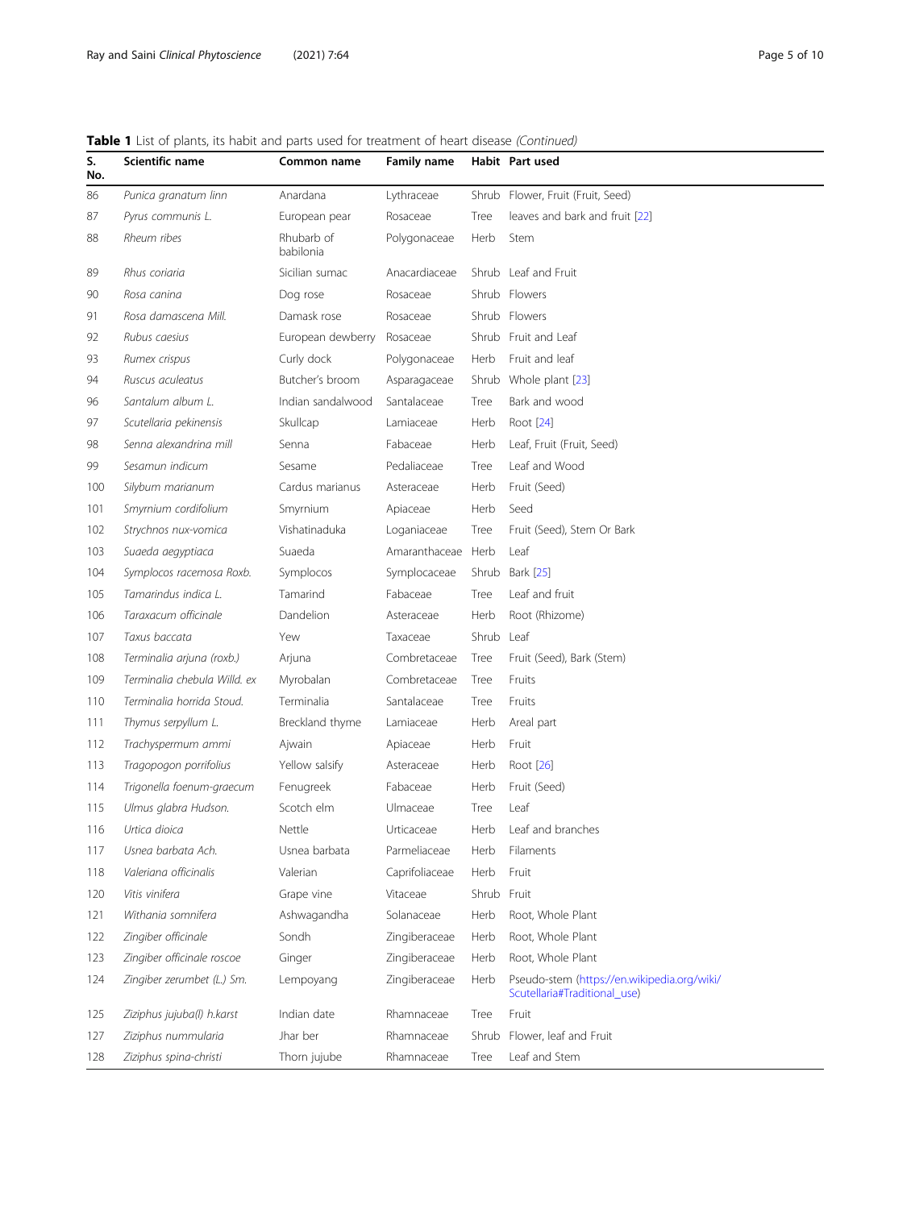**Table 1** List of plants, its habit and parts used for treatment of heart disease *(Continued)*

| S. No. | Scientific name | Common name | Family name | Habit | Part used |
|---|---|---|---|---|---|
| 86 | *Punica granatum linn* | Anardana | Lythraceae | Shrub | Flower, Fruit (Fruit, Seed) |
| 87 | *Pyrus communis L.* | European pear | Rosaceae | Tree | leaves and bark and fruit [22] |
| 88 | *Rheum ribes* | Rhubarb of babilonia | Polygonaceae | Herb | Stem |
| 89 | *Rhus coriaria* | Sicilian sumac | Anacardiaceae | Shrub | Leaf and Fruit |
| 90 | *Rosa canina* | Dog rose | Rosaceae | Shrub | Flowers |
| 91 | *Rosa damascena Mill.* | Damask rose | Rosaceae | Shrub | Flowers |
| 92 | *Rubus caesius* | European dewberry | Rosaceae | Shrub | Fruit and Leaf |
| 93 | *Rumex crispus* | Curly dock | Polygonaceae | Herb | Fruit and leaf |
| 94 | *Ruscus aculeatus* | Butcher's broom | Asparagaceae | Shrub | Whole plant [23] |
| 96 | *Santalum album L.* | Indian sandalwood | Santalaceae | Tree | Bark and wood |
| 97 | *Scutellaria pekinensis* | Skullcap | Lamiaceae | Herb | Root [24] |
| 98 | *Senna alexandrina mill* | Senna | Fabaceae | Herb | Leaf, Fruit (Fruit, Seed) |
| 99 | *Sesamun indicum* | Sesame | Pedaliaceae | Tree | Leaf and Wood |
| 100 | *Silybum marianum* | Cardus marianus | Asteraceae | Herb | Fruit (Seed) |
| 101 | *Smyrnium cordifolium* | Smyrnium | Apiaceae | Herb | Seed |
| 102 | *Strychnos nux-vomica* | Vishatinaduka | Loganiaceae | Tree | Fruit (Seed), Stem Or Bark |
| 103 | *Suaeda aegyptiaca* | Suaeda | Amaranthaceae | Herb | Leaf |
| 104 | *Symplocos racemosa Roxb.* | Symplocos | Symplocaceae | Shrub | Bark [25] |
| 105 | *Tamarindus indica L.* | Tamarind | Fabaceae | Tree | Leaf and fruit |
| 106 | *Taraxacum officinale* | Dandelion | Asteraceae | Herb | Root (Rhizome) |
| 107 | *Taxus baccata* | Yew | Taxaceae | Shrub | Leaf |
| 108 | *Terminalia arjuna (roxb.)* | Arjuna | Combretaceae | Tree | Fruit (Seed), Bark (Stem) |
| 109 | *Terminalia chebula Willd. ex* | Myrobalan | Combretaceae | Tree | Fruits |
| 110 | *Terminalia horrida Stoud.* | Terminalia | Santalaceae | Tree | Fruits |
| 111 | *Thymus serpyllum L.* | Breckland thyme | Lamiaceae | Herb | Areal part |
| 112 | *Trachyspermum ammi* | Ajwain | Apiaceae | Herb | Fruit |
| 113 | *Tragopogon porrifolius* | Yellow salsify | Asteraceae | Herb | Root [26] |
| 114 | *Trigonella foenum-graecum* | Fenugreek | Fabaceae | Herb | Fruit (Seed) |
| 115 | *Ulmus glabra Hudson.* | Scotch elm | Ulmaceae | Tree | Leaf |
| 116 | *Urtica dioica* | Nettle | Urticaceae | Herb | Leaf and branches |
| 117 | *Usnea barbata Ach.* | Usnea barbata | Parmeliaceae | Herb | Filaments |
| 118 | *Valeriana officinalis* | Valerian | Caprifoliaceae | Herb | Fruit |
| 120 | *Vitis vinifera* | Grape vine | Vitaceae | Shrub | Fruit |
| 121 | *Withania somnifera* | Ashwagandha | Solanaceae | Herb | Root, Whole Plant |
| 122 | *Zingiber officinale* | Sondh | Zingiberaceae | Herb | Root, Whole Plant |
| 123 | *Zingiber officinale roscoe* | Ginger | Zingiberaceae | Herb | Root, Whole Plant |
| 124 | *Zingiber zerumbet (L.) Sm.* | Lempoyang | Zingiberaceae | Herb | Pseudo-stem (https://en.wikipedia.org/wiki/Scutellaria#Traditional_use) |
| 125 | *Ziziphus jujuba(l) h.karst* | Indian date | Rhamnaceae | Tree | Fruit |
| 127 | *Ziziphus nummularia* | Jhar ber | Rhamnaceae | Shrub | Flower, leaf and Fruit |
| 128 | *Ziziphus spina-christi* | Thorn jujube | Rhamnaceae | Tree | Leaf and Stem |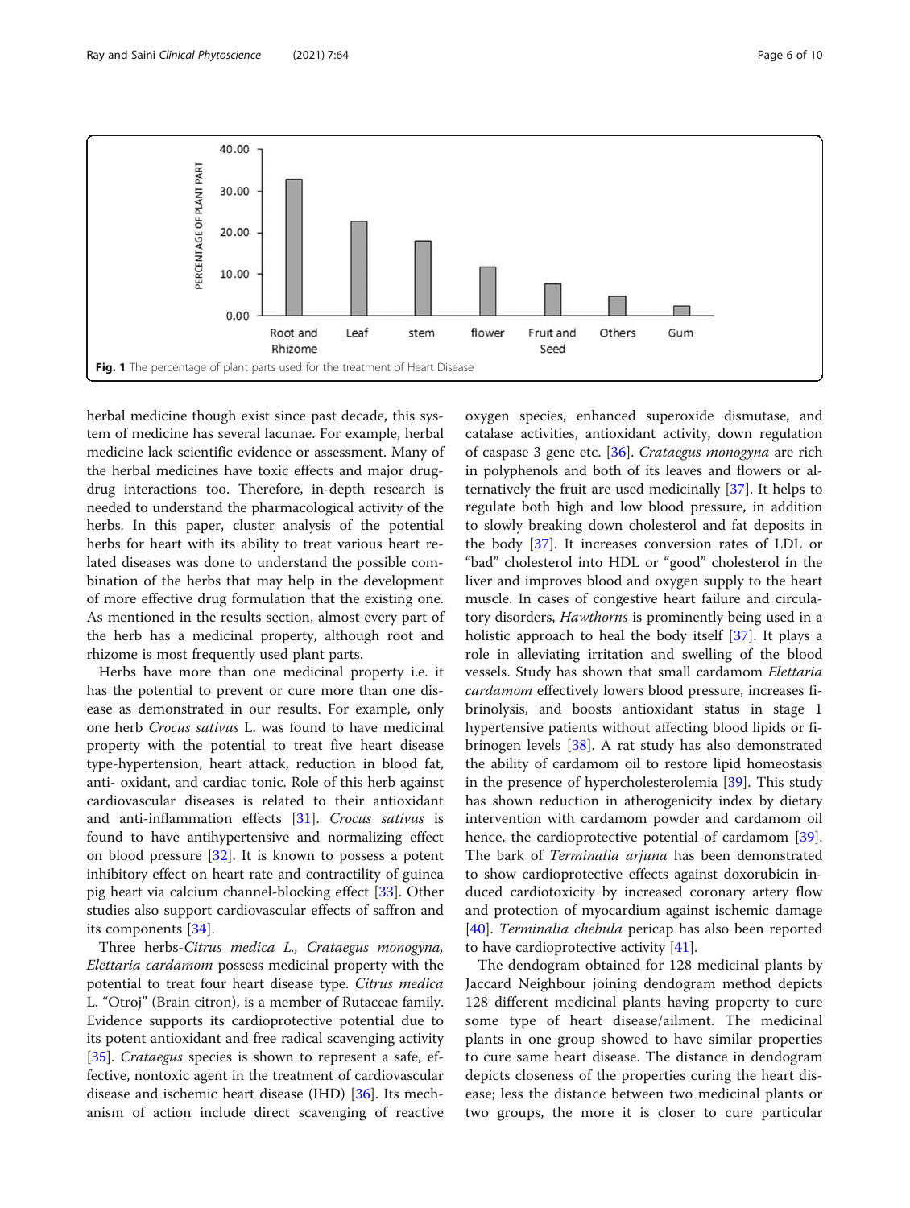Fig. 1 The percentage of plant parts used for the treatment of Heart Disease

herbal medicine though exist since past decade, this system of medicine has several lacunae. For example, herbal medicine lack scientific evidence or assessment. Many of the herbal medicines have toxic effects and major drug-drug interactions too. Therefore, in-depth research is needed to understand the pharmacological activity of the herbs. In this paper, cluster analysis of the potential herbs for heart with its ability to treat various heart related diseases was done to understand the possible combination of the herbs that may help in the development of more effective drug formulation that the existing one. As mentioned in the results section, almost every part of the herb has a medicinal property, although root and rhizome is most frequently used plant parts.

Herbs have more than one medicinal property i.e. it has the potential to prevent or cure more than one disease as demonstrated in our results. For example, only one herb *Crocus sativus* L. was found to have medicinal property with the potential to treat five heart disease type-hypertension, heart attack, reduction in blood fat, anti- oxidant, and cardiac tonic. Role of this herb against cardiovascular diseases is related to their antioxidant and anti-inflammation effects [31]. *Crocus sativus* is found to have antihypertensive and normalizing effect on blood pressure [32]. It is known to possess a potent inhibitory effect on heart rate and contractility of guinea pig heart via calcium channel-blocking effect [33]. Other studies also support cardiovascular effects of saffron and its components [34].

Three herbs-*Citrus medica L., Crataegus monogyna, Elettaria cardamom* possess medicinal property with the potential to treat four heart disease type. *Citrus medica* L. "Otroj" (Brain citron), is a member of Rutaceae family. Evidence supports its cardioprotective potential due to its potent antioxidant and free radical scavenging activity [35]. *Crataegus* species is shown to represent a safe, effective, nontoxic agent in the treatment of cardiovascular disease and ischemic heart disease (IHD) [36]. Its mechanism of action include direct scavenging of reactive oxygen species, enhanced superoxide dismutase, and catalase activities, antioxidant activity, down regulation of caspase 3 gene etc. [36]. *Crataegus monogyna* are rich in polyphenols and both of its leaves and flowers or alternatively the fruit are used medicinally [37]. It helps to regulate both high and low blood pressure, in addition to slowly breaking down cholesterol and fat deposits in the body [37]. It increases conversion rates of LDL or "bad" cholesterol into HDL or "good" cholesterol in the liver and improves blood and oxygen supply to the heart muscle. In cases of congestive heart failure and circulatory disorders, *Hawthorns* is prominently being used in a holistic approach to heal the body itself [37]. It plays a role in alleviating irritation and swelling of the blood vessels. Study has shown that small cardamom *Elettaria cardamom* effectively lowers blood pressure, increases fibrinolysis, and boosts antioxidant status in stage 1 hypertensive patients without affecting blood lipids or fibrinogen levels [38]. A rat study has also demonstrated the ability of cardamom oil to restore lipid homeostasis in the presence of hypercholesterolemia [39]. This study has shown reduction in atherogenicity index by dietary intervention with cardamom powder and cardamom oil hence, the cardioprotective potential of cardamom [39]. The bark of *Terminalia arjuna* has been demonstrated to show cardioprotective effects against doxorubicin induced cardiotoxicity by increased coronary artery flow and protection of myocardium against ischemic damage [40]. *Terminalia chebula* pericap has also been reported to have cardioprotective activity [41].

The dendogram obtained for 128 medicinal plants by Jaccard Neighbour joining dendogram method depicts 128 different medicinal plants having property to cure some type of heart disease/ailment. The medicinal plants in one group showed to have similar properties to cure same heart disease. The distance in dendogram depicts closeness of the properties curing the heart disease; less the distance between two medicinal plants or two groups, the more it is closer to cure particular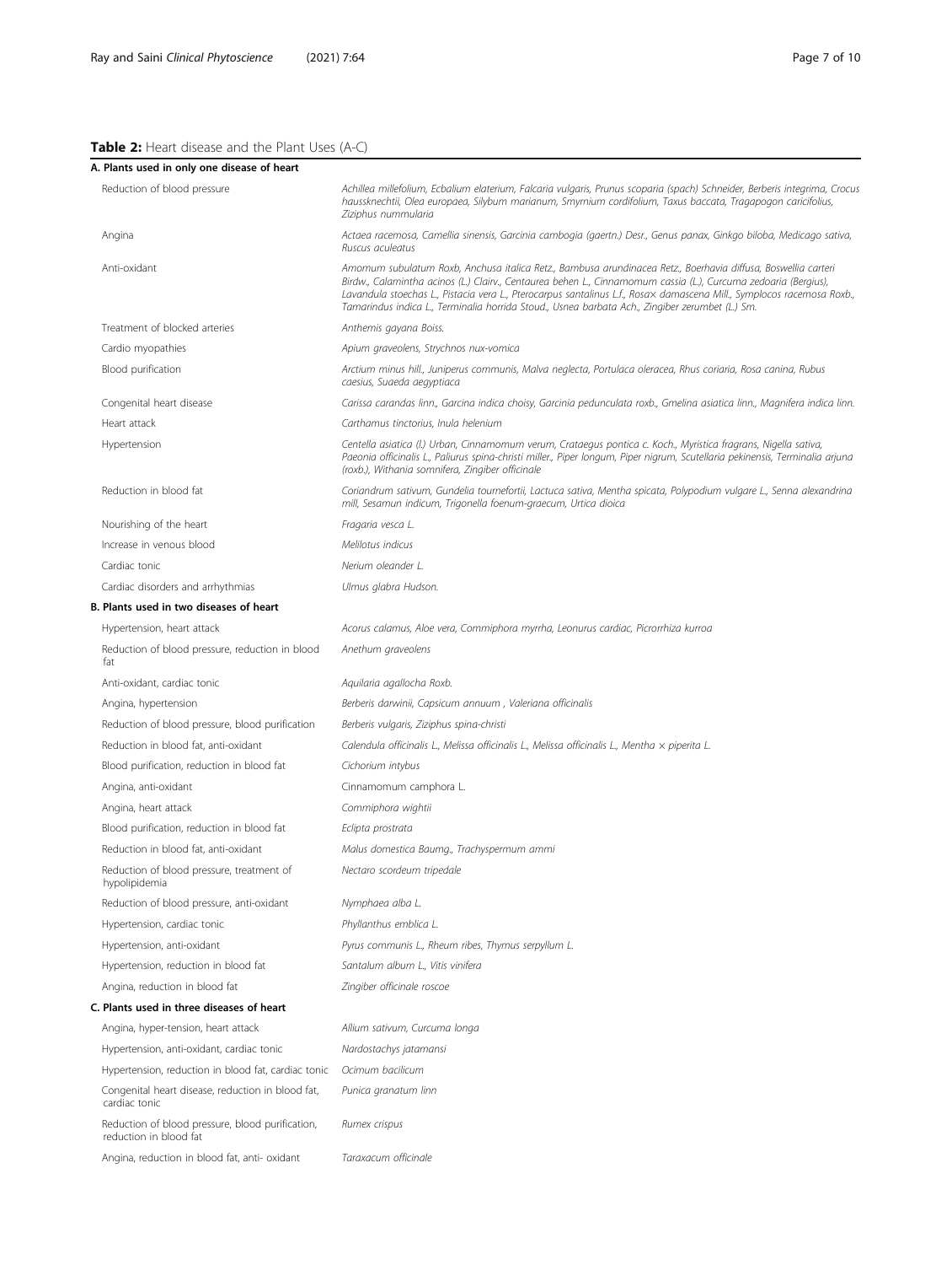**Table 2:** Heart disease and the Plant Uses (A-C)

| **A. Plants used in only one disease of heart** | |
|---|---|
| Reduction of blood pressure | *Achillea millefolium, Ecbalium elaterium, Falcaria vulgaris, Prunus scoparia (spach) Schneider, Berberis integrima, Crocus haussknechtii, Olea europaea, Silybum marianum, Smyrnium cordifolium, Taxus baccata, Tragapogon caricifolius, Ziziphus nummularia* |
| Angina | *Actaea racemosa, Camellia sinensis, Garcinia cambogia (gaertn.) Desr., Genus panax, Ginkgo biloba, Medicago sativa, Ruscus aculeatus* |
| Anti-oxidant | *Amomum subulatum Roxb, Anchusa italica Retz., Bambusa arundinacea Retz., Boerhavia diffusa, Boswellia carteri Birdw., Calamintha acinos (L.) Clairv., Centaurea behen L., Cinnamomum cassia (L.), Curcuma zedoaria (Bergius), Lavandula stoechas L., Pistacia vera L., Pterocarpus santalinus L.f., Rosa× damascena Mill., Symplocos racemosa Roxb., Tamarindus indica L., Terminalia horrida Stoud., Usnea barbata Ach., Zingiber zerumbet (L.) Sm.* |
| Treatment of blocked arteries | *Anthemis gayana Boiss.* |
| Cardio myopathies | *Apium graveolens, Strychnos nux-vomica* |
| Blood purification | *Arctium minus hill., Juniperus communis, Malva neglecta, Portulaca oleracea, Rhus coriaria, Rosa canina, Rubus caesius, Suaeda aegyptiaca* |
| Congenital heart disease | *Carissa carandas linn., Garcina indica choisy, Garcinia pedunculata roxb., Gmelina asiatica linn., Magnifera indica linn.* |
| Heart attack | *Carthamus tinctorius, Inula helenium* |
| Hypertension | *Centella asiatica (l.) Urban, Cinnamomum verum, Crataegus pontica c. Koch., Myristica fragrans, Nigella sativa, Paeonia officinalis L., Paliurus spina-christi miller., Piper longum, Piper nigrum, Scutellaria pekinensis, Terminalia arjuna (roxb.), Withania somnifera, Zingiber officinale* |
| Reduction in blood fat | *Coriandrum sativum, Gundelia tournefortii, Lactuca sativa, Mentha spicata, Polypodium vulgare L., Senna alexandrina mill, Sesamun indicum, Trigonella foenum-graecum, Urtica dioica* |
| Nourishing of the heart | *Fragaria vesca L.* |
| Increase in venous blood | *Melilotus indicus* |
| Cardiac tonic | *Nerium oleander L.* |
| Cardiac disorders and arrhythmias | *Ulmus glabra Hudson.* |
| **B. Plants used in two diseases of heart** | |
| Hypertension, heart attack | *Acorus calamus, Aloe vera, Commiphora myrrha, Leonurus cardiac, Picrorrhiza kurroa* |
| Reduction of blood pressure, reduction in blood fat | *Anethum graveolens* |
| Anti-oxidant, cardiac tonic | *Aquilaria agallocha Roxb.* |
| Angina, hypertension | *Berberis darwinii, Capsicum annuum , Valeriana officinalis* |
| Reduction of blood pressure, blood purification | *Berberis vulgaris, Ziziphus spina-christi* |
| Reduction in blood fat, anti-oxidant | *Calendula officinalis L., Melissa officinalis L., Melissa officinalis L., Mentha × piperita L.* |
| Blood purification, reduction in blood fat | *Cichorium intybus* |
| Angina, anti-oxidant | Cinnamomum camphora L. |
| Angina, heart attack | *Commiphora wightii* |
| Blood purification, reduction in blood fat | *Eclipta prostrata* |
| Reduction in blood fat, anti-oxidant | *Malus domestica Baumg., Trachyspermum ammi* |
| Reduction of blood pressure, treatment of hypolipidemia | *Nectaro scordeum tripedale* |
| Reduction of blood pressure, anti-oxidant | *Nymphaea alba L.* |
| Hypertension, cardiac tonic | *Phyllanthus emblica L.* |
| Hypertension, anti-oxidant | *Pyrus communis L., Rheum ribes, Thymus serpyllum L.* |
| Hypertension, reduction in blood fat | *Santalum album L., Vitis vinifera* |
| Angina, reduction in blood fat | *Zingiber officinale roscoe* |
| **C. Plants used in three diseases of heart** | |
| Angina, hyper-tension, heart attack | *Allium sativum, Curcuma longa* |
| Hypertension, anti-oxidant, cardiac tonic | *Nardostachys jatamansi* |
| Hypertension, reduction in blood fat, cardiac tonic | *Ocimum bacilicum* |
| Congenital heart disease, reduction in blood fat, cardiac tonic | *Punica granatum linn* |
| Reduction of blood pressure, blood purification, reduction in blood fat | *Rumex crispus* |
| Angina, reduction in blood fat, anti- oxidant | *Taraxacum officinale* |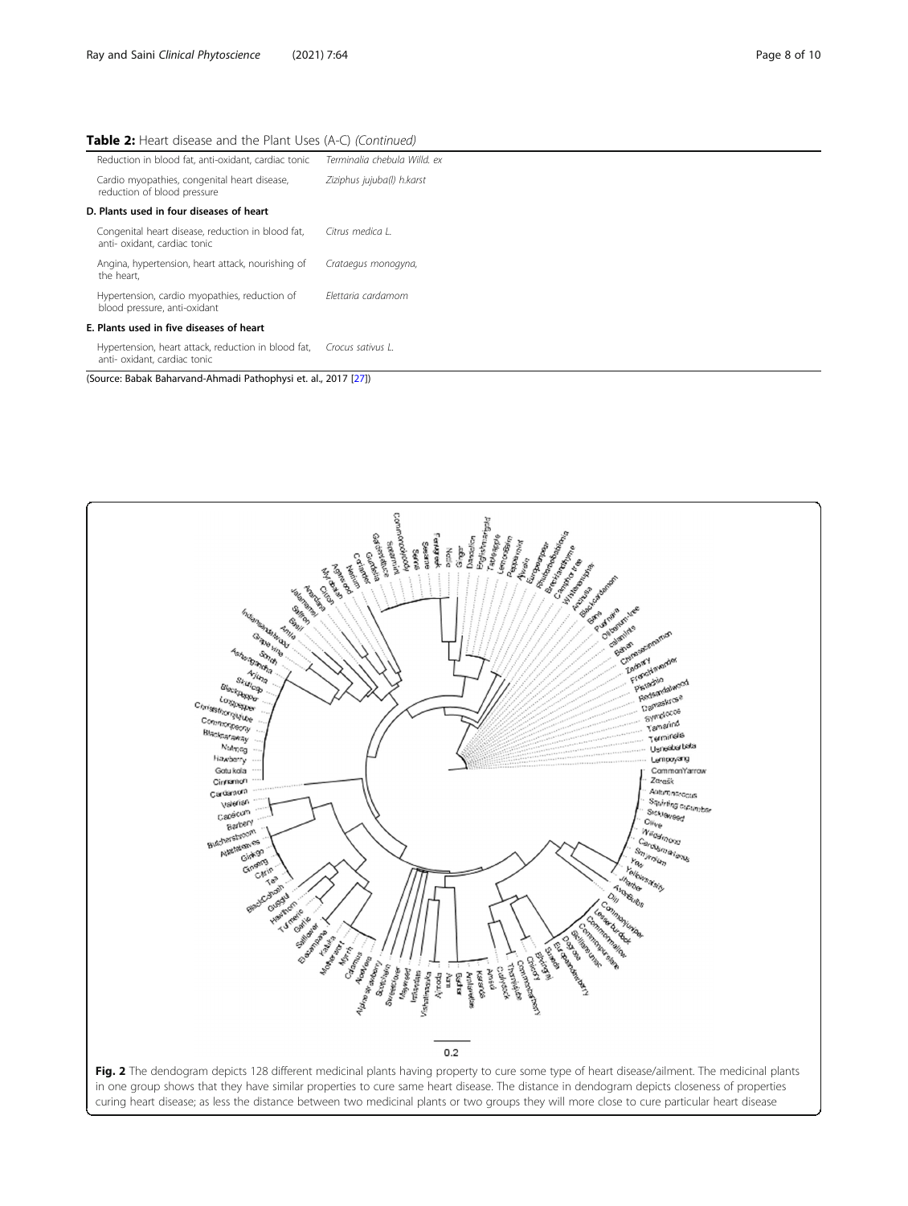**Table 2:** Heart disease and the Plant Uses (A-C) *(Continued)*

| | |
|---|---|
| Reduction in blood fat, anti-oxidant, cardiac tonic | *Terminalia chebula Willd. ex* |
| Cardio myopathies, congenital heart disease, reduction of blood pressure | *Ziziphus jujuba(l) h.karst* |
| **D. Plants used in four diseases of heart** | |
| Congenital heart disease, reduction in blood fat, anti- oxidant, cardiac tonic | *Citrus medica L.* |
| Angina, hypertension, heart attack, nourishing of the heart, | *Crataegus monogyna,* |
| Hypertension, cardio myopathies, reduction of blood pressure, anti-oxidant | *Elettaria cardamom* |
| **E. Plants used in five diseases of heart** | |
| Hypertension, heart attack, reduction in blood fat, anti- oxidant, cardiac tonic | *Crocus sativus L.* |

(Source: Babak Baharvand-Ahmadi Pathophysi et. al., 2017 [27])

**Fig. 2** The dendogram depicts 128 different medicinal plants having property to cure some type of heart disease/ailment. The medicinal plants in one group shows that they have similar properties to cure same heart disease. The distance in dendogram depicts closeness of properties curing heart disease; as less the distance between two medicinal plants or two groups they will more close to cure particular heart disease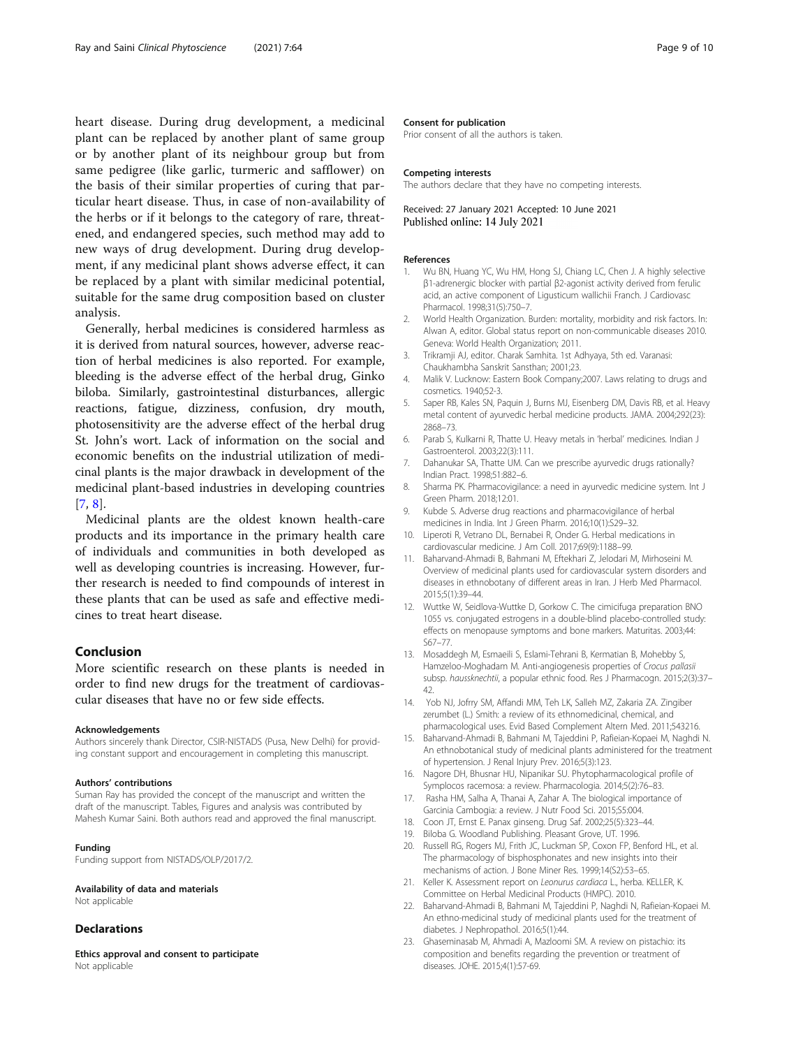heart disease. During drug development, a medicinal plant can be replaced by another plant of same group or by another plant of its neighbour group but from same pedigree (like garlic, turmeric and safflower) on the basis of their similar properties of curing that particular heart disease. Thus, in case of non-availability of the herbs or if it belongs to the category of rare, threatened, and endangered species, such method may add to new ways of drug development. During drug development, if any medicinal plant shows adverse effect, it can be replaced by a plant with similar medicinal potential, suitable for the same drug composition based on cluster analysis.

Generally, herbal medicines is considered harmless as it is derived from natural sources, however, adverse reaction of herbal medicines is also reported. For example, bleeding is the adverse effect of the herbal drug, Ginko biloba. Similarly, gastrointestinal disturbances, allergic reactions, fatigue, dizziness, confusion, dry mouth, photosensitivity are the adverse effect of the herbal drug St. John's wort. Lack of information on the social and economic benefits on the industrial utilization of medicinal plants is the major drawback in development of the medicinal plant-based industries in developing countries [7, 8].

Medicinal plants are the oldest known health-care products and its importance in the primary health care of individuals and communities in both developed as well as developing countries is increasing. However, further research is needed to find compounds of interest in these plants that can be used as safe and effective medicines to treat heart disease.

## Conclusion

More scientific research on these plants is needed in order to find new drugs for the treatment of cardiovascular diseases that have no or few side effects.

#### Acknowledgements

Authors sincerely thank Director, CSIR-NISTADS (Pusa, New Delhi) for providing constant support and encouragement in completing this manuscript.

#### Authors' contributions

Suman Ray has provided the concept of the manuscript and written the draft of the manuscript. Tables, Figures and analysis was contributed by Mahesh Kumar Saini. Both authors read and approved the final manuscript.

#### Funding

Funding support from NISTADS/OLP/2017/2.

#### Availability of data and materials

Not applicable

## Declarations

#### Ethics approval and consent to participate

Not applicable

#### Consent for publication

Prior consent of all the authors is taken.

#### Competing interests

The authors declare that they have no competing interests.

Received: 27 January 2021 Accepted: 10 June 2021
Published online: 14 July 2021

#### References

1. Wu BN, Huang YC, Wu HM, Hong SJ, Chiang LC, Chen J. A highly selective β1-adrenergic blocker with partial β2-agonist activity derived from ferulic acid, an active component of Ligusticum wallichii Franch. J Cardiovasc Pharmacol. 1998;31(5):750–7.
2. World Health Organization. Burden: mortality, morbidity and risk factors. In: Alwan A, editor. Global status report on non-communicable diseases 2010. Geneva: World Health Organization; 2011.
3. Trikramji AJ, editor. Charak Samhita. 1st Adhyaya, 5th ed. Varanasi: Chaukhambha Sanskrit Sansthan; 2001;23.
4. Malik V. Lucknow: Eastern Book Company;2007. Laws relating to drugs and cosmetics. 1940;52-3.
5. Saper RB, Kales SN, Paquin J, Burns MJ, Eisenberg DM, Davis RB, et al. Heavy metal content of ayurvedic herbal medicine products. JAMA. 2004;292(23): 2868–73.
6. Parab S, Kulkarni R, Thatte U. Heavy metals in 'herbal' medicines. Indian J Gastroenterol. 2003;22(3):111.
7. Dahanukar SA, Thatte UM. Can we prescribe ayurvedic drugs rationally? Indian Pract. 1998;51:882–6.
8. Sharma PK. Pharmacovigilance: a need in ayurvedic medicine system. Int J Green Pharm. 2018;12:01.
9. Kubde S. Adverse drug reactions and pharmacovigilance of herbal medicines in India. Int J Green Pharm. 2016;10(1):S29–32.
10. Liperoti R, Vetrano DL, Bernabei R, Onder G. Herbal medications in cardiovascular medicine. J Am Coll. 2017;69(9):1188–99.
11. Baharvand-Ahmadi B, Bahmani M, Eftekhari Z, Jelodari M, Mirhoseini M. Overview of medicinal plants used for cardiovascular system disorders and diseases in ethnobotany of different areas in Iran. J Herb Med Pharmacol. 2015;5(1):39–44.
12. Wuttke W, Seidlova-Wuttke D, Gorkow C. The cimicifuga preparation BNO 1055 vs. conjugated estrogens in a double-blind placebo-controlled study: effects on menopause symptoms and bone markers. Maturitas. 2003;44: S67–77.
13. Mosaddegh M, Esmaeili S, Eslami-Tehrani B, Kermatian B, Mohebby S, Hamzeloo-Moghadam M. Anti-angiogenesis properties of *Crocus pallasii* subsp. *haussknechtii*, a popular ethnic food. Res J Pharmacogn. 2015;2(3):37–42.
14. Yob NJ, Jofrry SM, Affandi MM, Teh LK, Salleh MZ, Zakaria ZA. Zingiber zerumbet (L.) Smith: a review of its ethnomedicinal, chemical, and pharmacological uses. Evid Based Complement Altern Med. 2011;543216.
15. Baharvand-Ahmadi B, Bahmani M, Tajeddini P, Rafieian-Kopaei M, Naghdi N. An ethnobotanical study of medicinal plants administered for the treatment of hypertension. J Renal Injury Prev. 2016;5(3):123.
16. Nagore DH, Bhusnar HU, Nipanikar SU. Phytopharmacological profile of Symplocos racemosa: a review. Pharmacologia. 2014;5(2):76–83.
17. Rasha HM, Salha A, Thanai A, Zahar A. The biological importance of Garcinia Cambogia: a review. J Nutr Food Sci. 2015;S5:004.
18. Coon JT, Ernst E. Panax ginseng. Drug Saf. 2002;25(5):323–44.
19. Biloba G. Woodland Publishing. Pleasant Grove, UT. 1996.
20. Russell RG, Rogers MJ, Frith JC, Luckman SP, Coxon FP, Benford HL, et al. The pharmacology of bisphosphonates and new insights into their mechanisms of action. J Bone Miner Res. 1999;14(S2):53–65.
21. Keller K. Assessment report on *Leonurus cardiaca* L., herba. KELLER, K. Committee on Herbal Medicinal Products (HMPC). 2010.
22. Baharvand-Ahmadi B, Bahmani M, Tajeddini P, Naghdi N, Rafieian-Kopaei M. An ethno-medicinal study of medicinal plants used for the treatment of diabetes. J Nephropathol. 2016;5(1):44.
23. Ghaseminasab M, Ahmadi A, Mazloomi SM. A review on pistachio: its composition and benefits regarding the prevention or treatment of diseases. JOHE. 2015;4(1):57-69.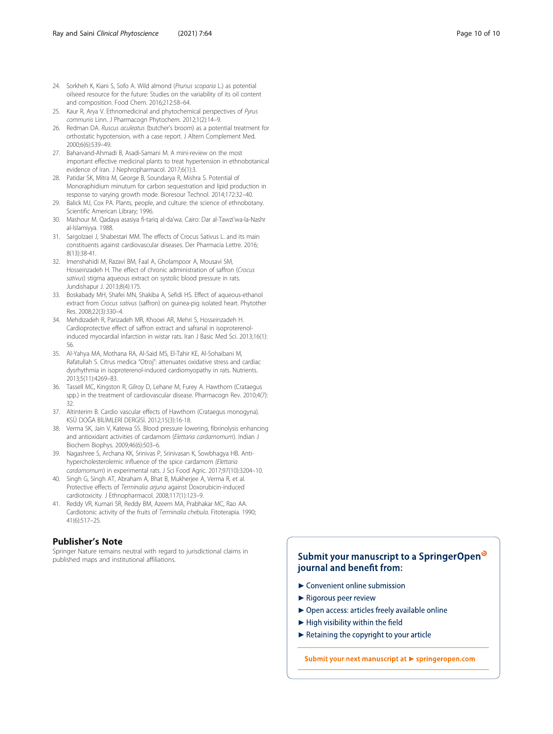24. Sorkheh K, Kiani S, Sofo A. Wild almond (*Prunus scoparia* L.) as potential oilseed resource for the future: Studies on the variability of its oil content and composition. Food Chem. 2016;212:58–64.
25. Kaur R, Arya V. Ethnomedicinal and phytochemical perspectives of *Pyrus communis* Linn. J Pharmacogn Phytochem. 2012;1(2):14–9.
26. Redman DA. *Ruscus aculeatus* (butcher's broom) as a potential treatment for orthostatic hypotension, with a case report. J Altern Complement Med. 2000;6(6):539–49.
27. Baharvand-Ahmadi B, Asadi-Samani M. A mini-review on the most important effective medicinal plants to treat hypertension in ethnobotanical evidence of Iran. J Nephropharmacol. 2017;6(1):3.
28. Patidar SK, Mitra M, George B, Soundarya R, Mishra S. Potential of Monoraphidium minutum for carbon sequestration and lipid production in response to varying growth mode. Bioresour Technol. 2014;172:32–40.
29. Balick MJ, Cox PA. Plants, people, and culture: the science of ethnobotany. Scientific American Library; 1996.
30. Mashour M. Qadaya asasiya fi-tariq al-da'wa. Cairo: Dar al-Tawzi'wa-la-Nashr al-Islamiyya. 1988.
31. Sargolzaei J, Shabestari MM. The effects of Crocus Sativus L. and its main constituents against cardiovascular diseases. Der Pharmacia Lettre. 2016; 8(13):38-41.
32. Imenshahidi M, Razavi BM, Faal A, Gholampoor A, Mousavi SM, Hosseinzadeh H. The effect of chronic administration of saffron (*Crocus sativus*) stigma aqueous extract on systolic blood pressure in rats. Jundishapur J. 2013;8(4):175.
33. Boskabady MH, Shafei MN, Shakiba A, Sefidi HS. Effect of aqueous-ethanol extract from *Crocus sativus* (saffron) on guinea-pig isolated heart. Phytother Res. 2008;22(3):330–4.
34. Mehdizadeh R, Parizadeh MR, Khooei AR, Mehri S, Hosseinzadeh H. Cardioprotective effect of saffron extract and safranal in isoproterenol-induced myocardial infarction in wistar rats. Iran J Basic Med Sci. 2013;16(1): 56.
35. Al-Yahya MA, Mothana RA, Al-Said MS, El-Tahir KE, Al-Sohaibani M, Rafatullah S. Citrus medica "Otroj": attenuates oxidative stress and cardiac dysrhythmia in isoproterenol-induced cardiomyopathy in rats. Nutrients. 2013;5(11):4269–83.
36. Tassell MC, Kingston R, Gilroy D, Lehane M, Furey A. Hawthorn (Crataegus spp.) in the treatment of cardiovascular disease. Pharmacogn Rev. 2010;4(7): 32.
37. Altinterim B. Cardio vascular effects of Hawthorn (Crataegus monogyna). KSÜ DOĞA BİLİMLERİ DERGİSİ. 2012;15(3):16-18.
38. Verma SK, Jain V, Katewa SS. Blood pressure lowering, fibrinolysis enhancing and antioxidant activities of cardamom (*Elettaria cardamomum*). Indian J Biochem Biophys. 2009;46(6):503–6.
39. Nagashree S, Archana KK, Srinivas P, Srinivasan K, Sowbhagya HB. Anti-hypercholesterolemic influence of the spice cardamom *(Elettaria cardamomum*) in experimental rats. J Sci Food Agric. 2017;97(10):3204–10.
40. Singh G, Singh AT, Abraham A, Bhat B, Mukherjee A, Verma R, et al. Protective effects of *Terminalia arjuna* against Doxorubicin-induced cardiotoxicity. J Ethnopharmacol. 2008;117(1):123–9.
41. Reddy VR, Kumari SR, Reddy BM, Azeem MA, Prabhakar MC, Rao AA. Cardiotonic activity of the fruits of *Terminalia chebula*. Fitoterapia. 1990; 41(6):517–25.

## Publisher's Note

Springer Nature remains neutral with regard to jurisdictional claims in published maps and institutional affiliations.

**Submit your manuscript to a SpringerOpen journal and benefit from:**

- ► Convenient online submission
- ► Rigorous peer review
- ► Open access: articles freely available online
- ► High visibility within the field
- ► Retaining the copyright to your article

**Submit your next manuscript at ► springeropen.com**